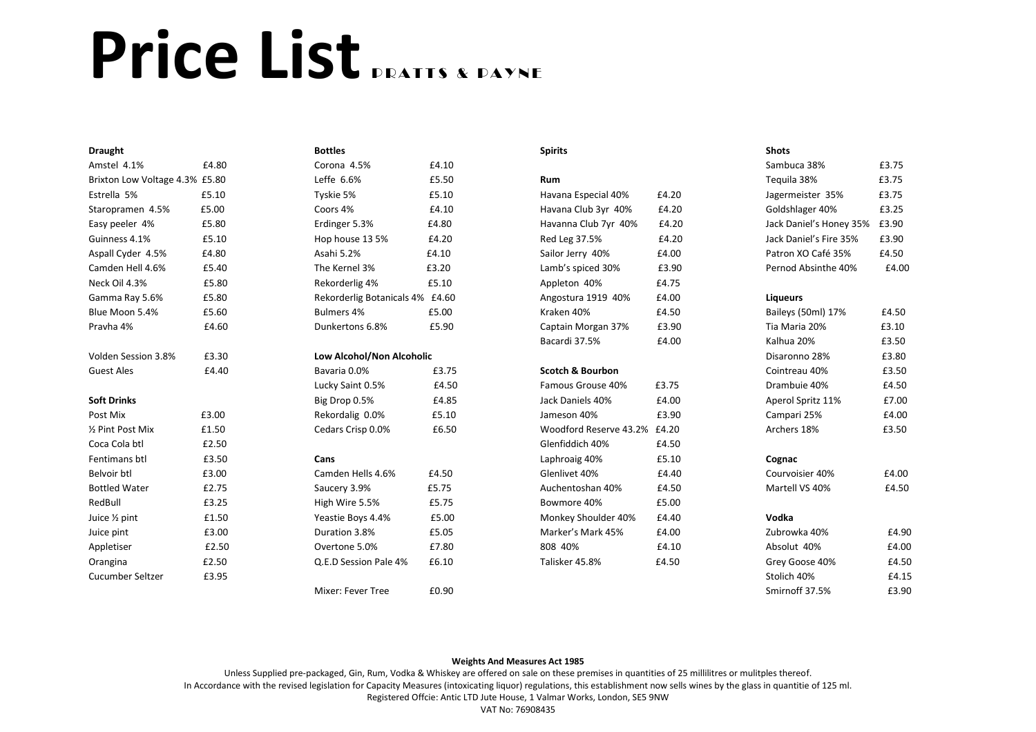# Price List PRATTS & PAYNE

### Draught

| Item | Price |
|---|---|
| Amstel 4.1% | £4.80 |
| Brixton Low Voltage 4.3% | £5.80 |
| Estrella 5% | £5.10 |
| Staropramen 4.5% | £5.00 |
| Easy peeler 4% | £5.80 |
| Guinness 4.1% | £5.10 |
| Aspall Cyder 4.5% | £4.80 |
| Camden Hell 4.6% | £5.40 |
| Neck Oil 4.3% | £5.80 |
| Gamma Ray 5.6% | £5.80 |
| Blue Moon 5.4% | £5.60 |
| Pravha 4% | £4.60 |
| Volden Session 3.8% | £3.30 |
| Guest Ales | £4.40 |

### Soft Drinks

| Item | Price |
|---|---|
| Post Mix | £3.00 |
| ½ Pint Post Mix | £1.50 |
| Coca Cola btl | £2.50 |
| Fentimans btl | £3.50 |
| Belvoir btl | £3.00 |
| Bottled Water | £2.75 |
| RedBull | £3.25 |
| Juice ½ pint | £1.50 |
| Juice pint | £3.00 |
| Appletiser | £2.50 |
| Orangina | £2.50 |
| Cucumber Seltzer | £3.95 |

### Bottles

| Item | Price |
|---|---|
| Corona 4.5% | £4.10 |
| Leffe 6.6% | £5.50 |
| Tyskie 5% | £5.10 |
| Coors 4% | £4.10 |
| Erdinger 5.3% | £4.80 |
| Hop house 13 5% | £4.20 |
| Asahi 5.2% | £4.10 |
| The Kernel 3% | £3.20 |
| Rekorderlig 4% | £5.10 |
| Rekorderlig Botanicals 4% | £4.60 |
| Bulmers 4% | £5.00 |
| Dunkertons 6.8% | £5.90 |

### Low Alcohol/Non Alcoholic

| Item | Price |
|---|---|
| Bavaria 0.0% | £3.75 |
| Lucky Saint 0.5% | £4.50 |
| Big Drop 0.5% | £4.85 |
| Rekordalig 0.0% | £5.10 |
| Cedars Crisp 0.0% | £6.50 |

### Cans

| Item | Price |
|---|---|
| Camden Hells 4.6% | £4.50 |
| Saucery 3.9% | £5.75 |
| High Wire 5.5% | £5.75 |
| Yeastie Boys 4.4% | £5.00 |
| Duration 3.8% | £5.05 |
| Overtone 5.0% | £7.80 |
| Q.E.D Session Pale 4% | £6.10 |

Mixer: Fever Tree £0.90

### Spirits

#### Rum

| Item | Price |
|---|---|
| Havana Especial 40% | £4.20 |
| Havana Club 3yr 40% | £4.20 |
| Havanna Club 7yr 40% | £4.20 |
| Red Leg 37.5% | £4.20 |
| Sailor Jerry 40% | £4.00 |
| Lamb's spiced 30% | £3.90 |
| Appleton 40% | £4.75 |
| Angostura 1919 40% | £4.00 |
| Kraken 40% | £4.50 |
| Captain Morgan 37% | £3.90 |
| Bacardi 37.5% | £4.00 |

#### Scotch & Bourbon

| Item | Price |
|---|---|
| Famous Grouse 40% | £3.75 |
| Jack Daniels 40% | £4.00 |
| Jameson 40% | £3.90 |
| Woodford Reserve 43.2% | £4.20 |
| Glenfiddich 40% | £4.50 |
| Laphroaig 40% | £5.10 |
| Glenlivet 40% | £4.40 |
| Auchentoshan 40% | £4.50 |
| Bowmore 40% | £5.00 |
| Monkey Shoulder 40% | £4.40 |
| Marker's Mark 45% | £4.00 |
| 808 40% | £4.10 |
| Talisker 45.8% | £4.50 |

### Shots

| Item | Price |
|---|---|
| Sambuca 38% | £3.75 |
| Tequila 38% | £3.75 |
| Jagermeister 35% | £3.75 |
| Goldshlager 40% | £3.25 |
| Jack Daniel's Honey 35% | £3.90 |
| Jack Daniel's Fire 35% | £3.90 |
| Patron XO Café 35% | £4.50 |
| Pernod Absinthe 40% | £4.00 |

### Liqueurs

| Item | Price |
|---|---|
| Baileys (50ml) 17% | £4.50 |
| Tia Maria 20% | £3.10 |
| Kalhua 20% | £3.50 |
| Disaronno 28% | £3.80 |
| Cointreau 40% | £3.50 |
| Drambuie 40% | £4.50 |
| Aperol Spritz 11% | £7.00 |
| Campari 25% | £4.00 |
| Archers 18% | £3.50 |

### Cognac

| Item | Price |
|---|---|
| Courvoisier 40% | £4.00 |
| Martell VS 40% | £4.50 |

### Vodka

| Item | Price |
|---|---|
| Zubrowka 40% | £4.90 |
| Absolut 40% | £4.00 |
| Grey Goose 40% | £4.50 |
| Stolich 40% | £4.15 |
| Smirnoff 37.5% | £3.90 |

**Weights And Measures Act 1985**

Unless Supplied pre-packaged, Gin, Rum, Vodka & Whiskey are offered on sale on these premises in quantities of 25 millilitres or mulitples thereof.
In Accordance with the revised legislation for Capacity Measures (intoxicating liquor) regulations, this establishment now sells wines by the glass in quantitie of 125 ml.
Registered Offcie: Antic LTD Jute House, 1 Valmar Works, London, SE5 9NW
VAT No: 76908435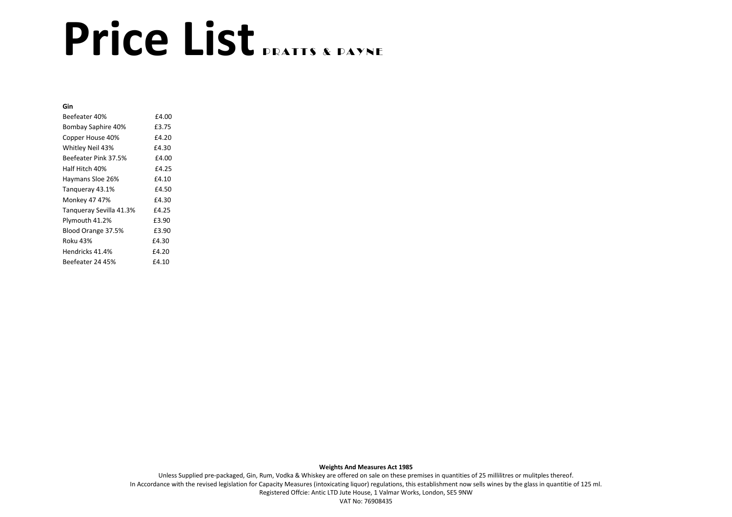# Price List PRATTS & PAYNE

**Gin**

| | |
|---|---|
| Beefeater 40% | £4.00 |
| Bombay Saphire 40% | £3.75 |
| Copper House 40% | £4.20 |
| Whitley Neil 43% | £4.30 |
| Beefeater Pink 37.5% | £4.00 |
| Half Hitch 40% | £4.25 |
| Haymans Sloe 26% | £4.10 |
| Tanqueray 43.1% | £4.50 |
| Monkey 47 47% | £4.30 |
| Tanqueray Sevilla 41.3% | £4.25 |
| Plymouth 41.2% | £3.90 |
| Blood Orange 37.5% | £3.90 |
| Roku 43% | £4.30 |
| Hendricks 41.4% | £4.20 |
| Beefeater 24 45% | £4.10 |

**Weights And Measures Act 1985**

Unless Supplied pre-packaged, Gin, Rum, Vodka & Whiskey are offered on sale on these premises in quantities of 25 millilitres or mulitples thereof.
In Accordance with the revised legislation for Capacity Measures (intoxicating liquor) regulations, this establishment now sells wines by the glass in quantitie of 125 ml.
Registered Offcie: Antic LTD Jute House, 1 Valmar Works, London, SE5 9NW
VAT No: 76908435